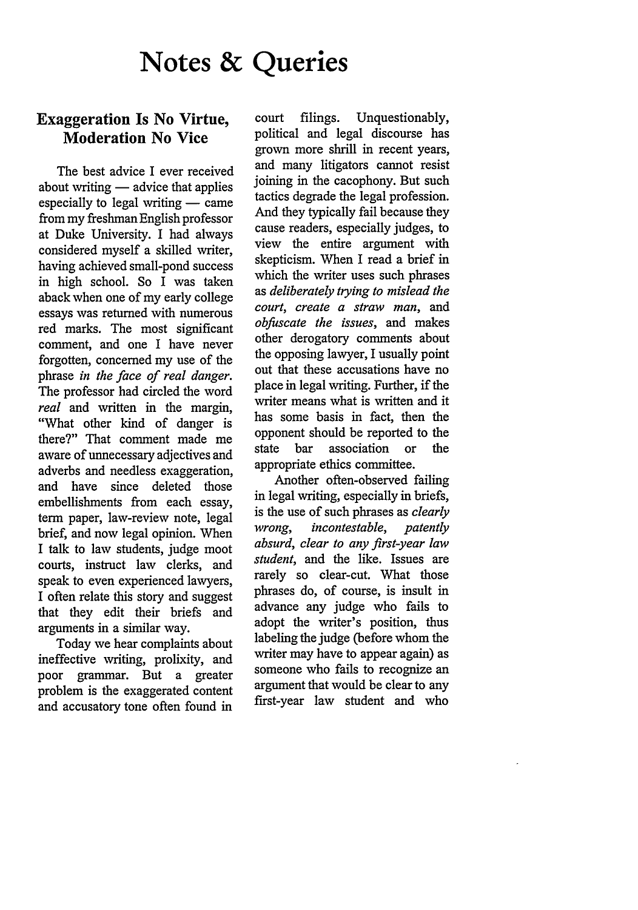# Notes & Queries

## Exaggeration Is No Virtue, Moderation No Vice

The best advice I ever received about writing — advice that applies especially to legal writing — came from my freshman English professor at Duke University. I had always considered myself a skilled writer, having achieved small-pond success in high school. So I was taken aback when one of my early college essays was returned with numerous red marks. The most significant comment, and one I have never forgotten, concerned my use of the phrase *in the face of real danger.* The professor had circled the word *real* and written in the margin, "What other kind of danger is there?" That comment made me aware of unnecessary adjectives and adverbs and needless exaggeration, and have since deleted those embellishments from each essay, term paper, law-review note, legal brief, and now legal opinion. When I talk to law students, judge moot courts, instruct law clerks, and speak to even experienced lawyers, I often relate this story and suggest that they edit their briefs and arguments in a similar way.

Today we hear complaints about ineffective writing, prolixity, and poor grammar. But a greater problem is the exaggerated content and accusatory tone often found in court filings. Unquestionably, political and legal discourse has grown more shrill in recent years, and many litigators cannot resist joining in the cacophony. But such tactics degrade the legal profession. And they typically fail because they cause readers, especially judges, to view the entire argument with skepticism. When I read a brief in which the writer uses such phrases as *deliberately trying to mislead the court*, *create a straw man*, and *obfuscate the issues*, and makes other derogatory comments about the opposing lawyer, I usually point out that these accusations have no place in legal writing. Further, if the writer means what is written and it has some basis in fact, then the opponent should be reported to the state bar association or the appropriate ethics committee.

Another often-observed failing in legal writing, especially in briefs, is the use of such phrases as *clearly wrong*, *incontestable*, *patently absurd*, *clear to any first-year law student*, and the like. Issues are rarely so clear-cut. What those phrases do, of course, is insult in advance any judge who fails to adopt the writer's position, thus labeling the judge (before whom the writer may have to appear again) as someone who fails to recognize an argument that would be clear to any first-year law student and who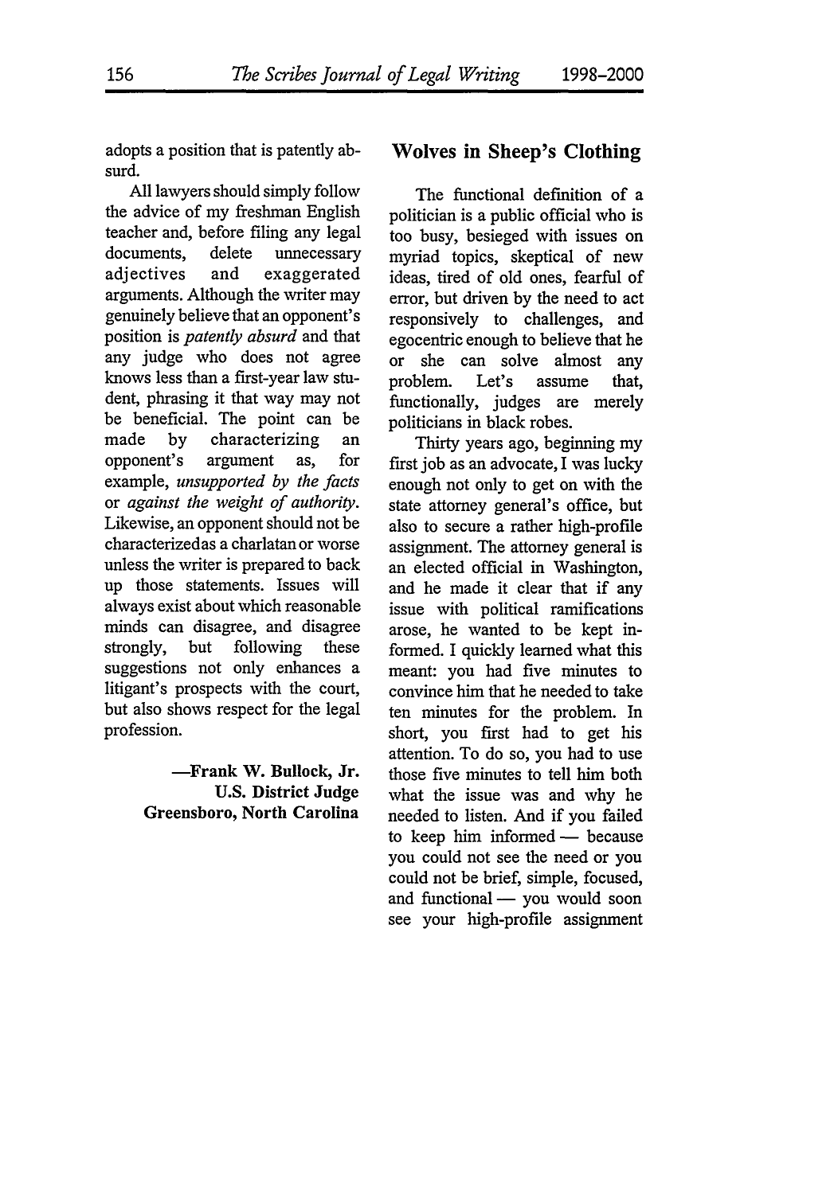adopts a position that is patently absurd.

All lawyers should simply follow the advice of my freshman English teacher and, before filing any legal documents, delete unnecessary adjectives and exaggerated arguments. Although the writer may genuinely believe that an opponent's position is *patently absurd* and that any judge who does not agree knows less than a first-year law student, phrasing it that way may not be beneficial. The point can be made by characterizing an opponent's argument as, for example, *unsupported by the facts* or *against the weight of authority*. Likewise, an opponent should not be characterizedas a charlatan or worse unless the writer is prepared to back up those statements. Issues will always exist about which reasonable minds can disagree, and disagree strongly, but following these suggestions not only enhances a litigant's prospects with the court, but also shows respect for the legal profession.

**—Frank W. Bullock, Jr.**
**U.S. District Judge**
**Greensboro, North Carolina**

## Wolves in Sheep's Clothing

The functional definition of a politician is a public official who is too busy, besieged with issues on myriad topics, skeptical of new ideas, tired of old ones, fearful of error, but driven by the need to act responsively to challenges, and egocentric enough to believe that he or she can solve almost any problem. Let's assume that, functionally, judges are merely politicians in black robes.

Thirty years ago, beginning my first job as an advocate, I was lucky enough not only to get on with the state attorney general's office, but also to secure a rather high-profile assignment. The attorney general is an elected official in Washington, and he made it clear that if any issue with political ramifications arose, he wanted to be kept informed. I quickly learned what this meant: you had five minutes to convince him that he needed to take ten minutes for the problem. In short, you first had to get his attention. To do so, you had to use those five minutes to tell him both what the issue was and why he needed to listen. And if you failed to keep him informed — because you could not see the need or you could not be brief, simple, focused, and functional — you would soon see your high-profile assignment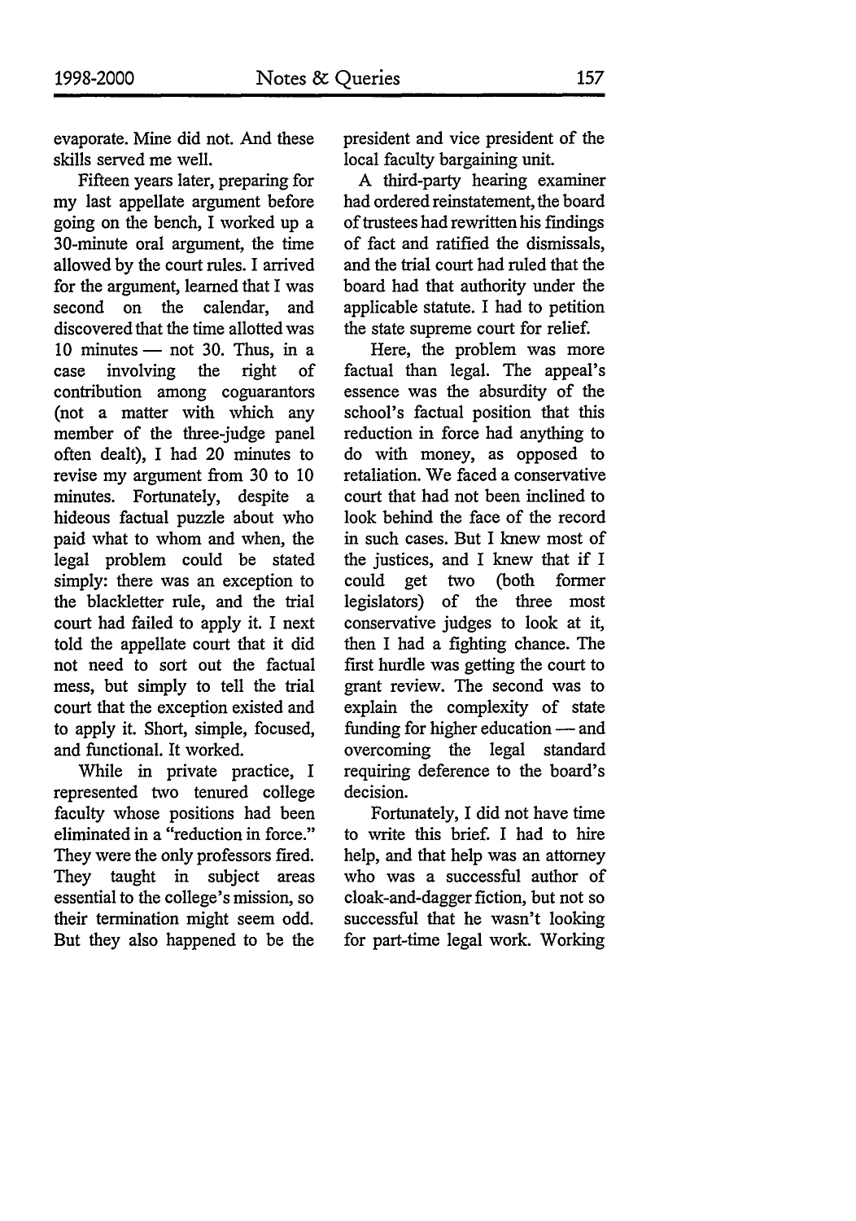evaporate. Mine did not. And these skills served me well.

Fifteen years later, preparing for my last appellate argument before going on the bench, I worked up a 30-minute oral argument, the time allowed by the court rules. I arrived for the argument, learned that I was second on the calendar, and discovered that the time allotted was 10 minutes — not 30. Thus, in a case involving the right of contribution among coguarantors (not a matter with which any member of the three-judge panel often dealt), I had 20 minutes to revise my argument from 30 to 10 minutes. Fortunately, despite a hideous factual puzzle about who paid what to whom and when, the legal problem could be stated simply: there was an exception to the blackletter rule, and the trial court had failed to apply it. I next told the appellate court that it did not need to sort out the factual mess, but simply to tell the trial court that the exception existed and to apply it. Short, simple, focused, and functional. It worked.

While in private practice, I represented two tenured college faculty whose positions had been eliminated in a "reduction in force." They were the only professors fired. They taught in subject areas essential to the college's mission, so their termination might seem odd. But they also happened to be the president and vice president of the local faculty bargaining unit.

A third-party hearing examiner had ordered reinstatement, the board of trustees had rewritten his findings of fact and ratified the dismissals, and the trial court had ruled that the board had that authority under the applicable statute. I had to petition the state supreme court for relief.

Here, the problem was more factual than legal. The appeal's essence was the absurdity of the school's factual position that this reduction in force had anything to do with money, as opposed to retaliation. We faced a conservative court that had not been inclined to look behind the face of the record in such cases. But I knew most of the justices, and I knew that if I could get two (both former legislators) of the three most conservative judges to look at it, then I had a fighting chance. The first hurdle was getting the court to grant review. The second was to explain the complexity of state funding for higher education — and overcoming the legal standard requiring deference to the board's decision.

Fortunately, I did not have time to write this brief. I had to hire help, and that help was an attorney who was a successful author of cloak-and-dagger fiction, but not so successful that he wasn't looking for part-time legal work. Working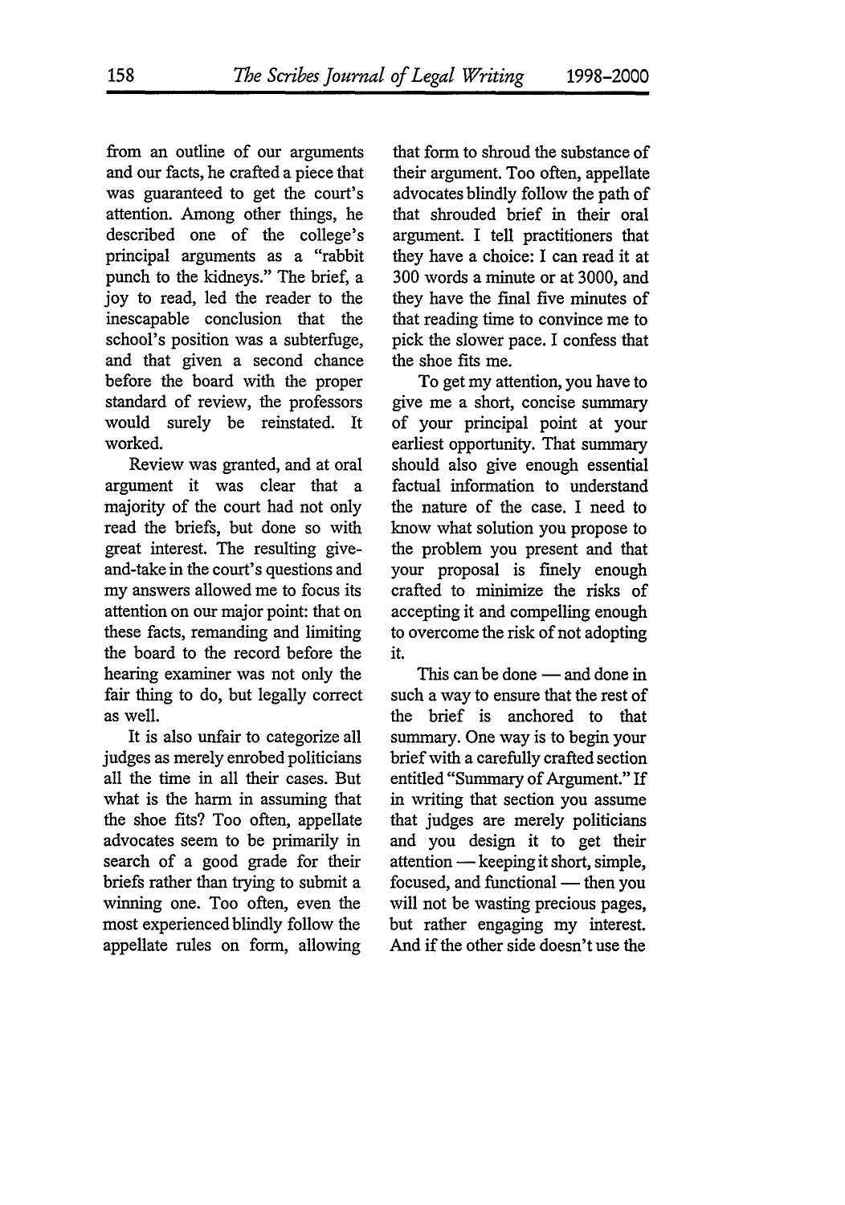from an outline of our arguments and our facts, he crafted a piece that was guaranteed to get the court's attention. Among other things, he described one of the college's principal arguments as a "rabbit punch to the kidneys." The brief, a joy to read, led the reader to the inescapable conclusion that the school's position was a subterfuge, and that given a second chance before the board with the proper standard of review, the professors would surely be reinstated. It worked.

Review was granted, and at oral argument it was clear that a majority of the court had not only read the briefs, but done so with great interest. The resulting give-and-take in the court's questions and my answers allowed me to focus its attention on our major point: that on these facts, remanding and limiting the board to the record before the hearing examiner was not only the fair thing to do, but legally correct as well.

It is also unfair to categorize all judges as merely enrobed politicians all the time in all their cases. But what is the harm in assuming that the shoe fits? Too often, appellate advocates seem to be primarily in search of a good grade for their briefs rather than trying to submit a winning one. Too often, even the most experienced blindly follow the appellate rules on form, allowing that form to shroud the substance of their argument. Too often, appellate advocates blindly follow the path of that shrouded brief in their oral argument. I tell practitioners that they have a choice: I can read it at 300 words a minute or at 3000, and they have the final five minutes of that reading time to convince me to pick the slower pace. I confess that the shoe fits me.

To get my attention, you have to give me a short, concise summary of your principal point at your earliest opportunity. That summary should also give enough essential factual information to understand the nature of the case. I need to know what solution you propose to the problem you present and that your proposal is finely enough crafted to minimize the risks of accepting it and compelling enough to overcome the risk of not adopting it.

This can be done — and done in such a way to ensure that the rest of the brief is anchored to that summary. One way is to begin your brief with a carefully crafted section entitled "Summary of Argument." If in writing that section you assume that judges are merely politicians and you design it to get their attention — keeping it short, simple, focused, and functional — then you will not be wasting precious pages, but rather engaging my interest. And if the other side doesn't use the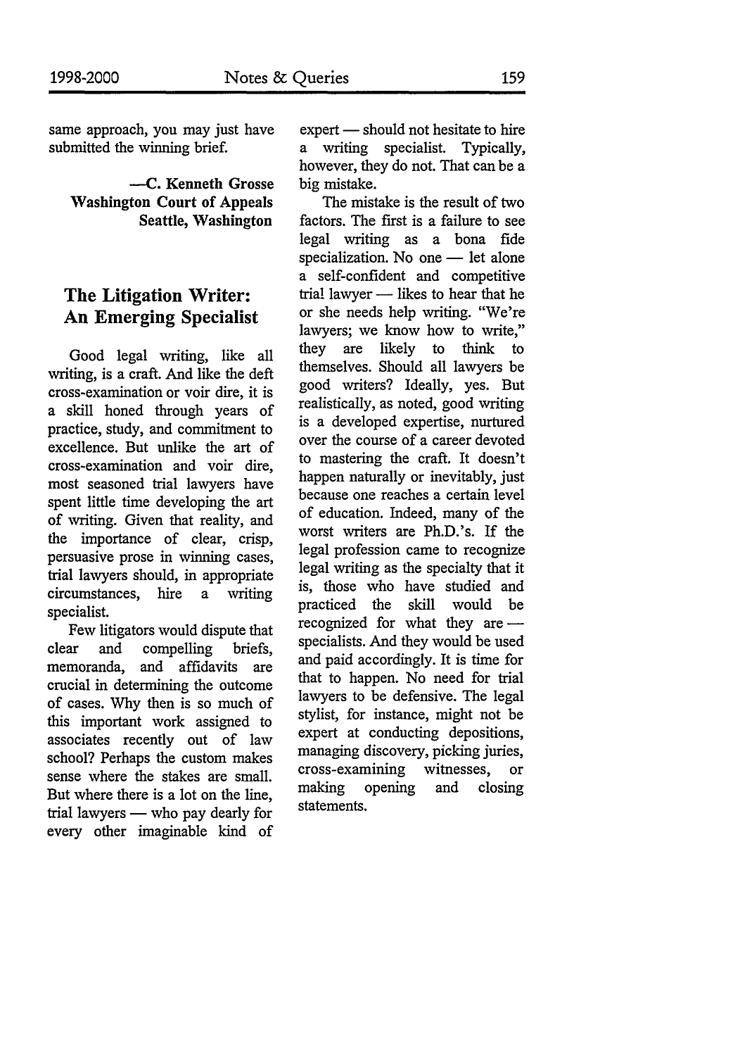same approach, you may just have submitted the winning brief.

—**C. Kenneth Grosse**
**Washington Court of Appeals**
**Seattle, Washington**

## The Litigation Writer: An Emerging Specialist

Good legal writing, like all writing, is a craft. And like the deft cross-examination or voir dire, it is a skill honed through years of practice, study, and commitment to excellence. But unlike the art of cross-examination and voir dire, most seasoned trial lawyers have spent little time developing the art of writing. Given that reality, and the importance of clear, crisp, persuasive prose in winning cases, trial lawyers should, in appropriate circumstances, hire a writing specialist.

Few litigators would dispute that clear and compelling briefs, memoranda, and affidavits are crucial in determining the outcome of cases. Why then is so much of this important work assigned to associates recently out of law school? Perhaps the custom makes sense where the stakes are small. But where there is a lot on the line, trial lawyers — who pay dearly for every other imaginable kind of expert — should not hesitate to hire a writing specialist. Typically, however, they do not. That can be a big mistake.

The mistake is the result of two factors. The first is a failure to see legal writing as a bona fide specialization. No one — let alone a self-confident and competitive trial lawyer — likes to hear that he or she needs help writing. "We're lawyers; we know how to write," they are likely to think to themselves. Should all lawyers be good writers? Ideally, yes. But realistically, as noted, good writing is a developed expertise, nurtured over the course of a career devoted to mastering the craft. It doesn't happen naturally or inevitably, just because one reaches a certain level of education. Indeed, many of the worst writers are Ph.D.'s. If the legal profession came to recognize legal writing as the specialty that it is, those who have studied and practiced the skill would be recognized for what they are — specialists. And they would be used and paid accordingly. It is time for that to happen. No need for trial lawyers to be defensive. The legal stylist, for instance, might not be expert at conducting depositions, managing discovery, picking juries, cross-examining witnesses, or making opening and closing statements.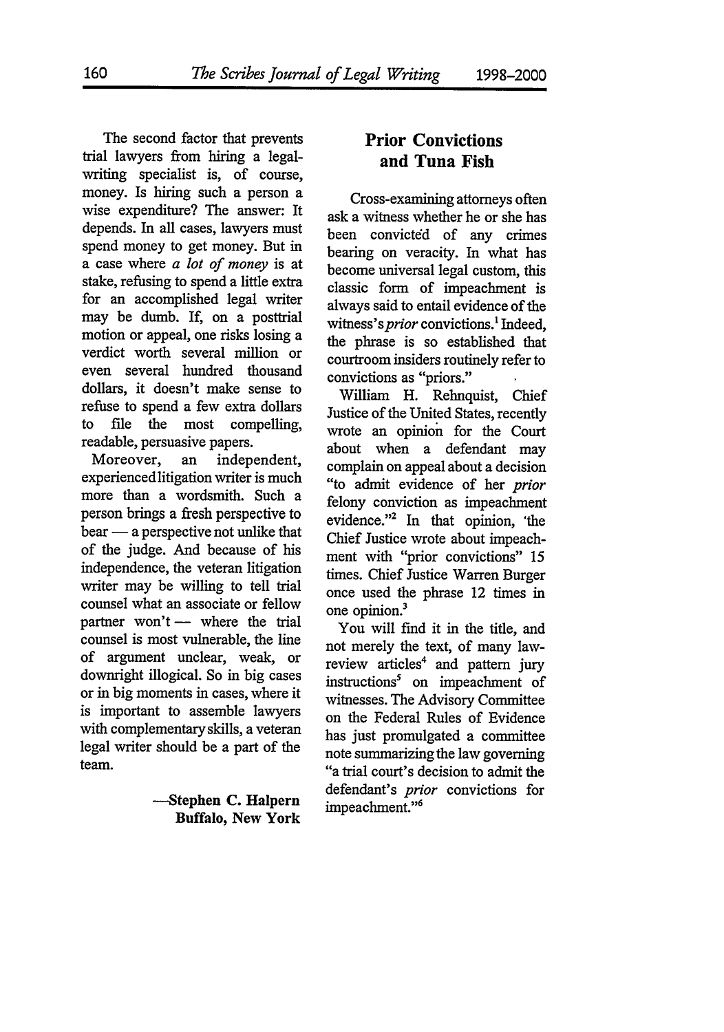The second factor that prevents trial lawyers from hiring a legal-writing specialist is, of course, money. Is hiring such a person a wise expenditure? The answer: It depends. In all cases, lawyers must spend money to get money. But in a case where *a lot of money* is at stake, refusing to spend a little extra for an accomplished legal writer may be dumb. If, on a posttrial motion or appeal, one risks losing a verdict worth several million or even several hundred thousand dollars, it doesn't make sense to refuse to spend a few extra dollars to file the most compelling, readable, persuasive papers.

Moreover, an independent, experienced litigation writer is much more than a wordsmith. Such a person brings a fresh perspective to bear — a perspective not unlike that of the judge. And because of his independence, the veteran litigation writer may be willing to tell trial counsel what an associate or fellow partner won't — where the trial counsel is most vulnerable, the line of argument unclear, weak, or downright illogical. So in big cases or in big moments in cases, where it is important to assemble lawyers with complementary skills, a veteran legal writer should be a part of the team.

**—Stephen C. Halpern**
**Buffalo, New York**

## Prior Convictions and Tuna Fish

Cross-examining attorneys often ask a witness whether he or she has been convicted of any crimes bearing on veracity. In what has become universal legal custom, this classic form of impeachment is always said to entail evidence of the witness's *prior* convictions.[1] Indeed, the phrase is so established that courtroom insiders routinely refer to convictions as "priors."

William H. Rehnquist, Chief Justice of the United States, recently wrote an opinion for the Court about when a defendant may complain on appeal about a decision "to admit evidence of her *prior* felony conviction as impeachment evidence."[2] In that opinion, the Chief Justice wrote about impeachment with "prior convictions" 15 times. Chief Justice Warren Burger once used the phrase 12 times in one opinion.[3]

You will find it in the title, and not merely the text, of many law-review articles[4] and pattern jury instructions[5] on impeachment of witnesses. The Advisory Committee on the Federal Rules of Evidence has just promulgated a committee note summarizing the law governing "a trial court's decision to admit the defendant's *prior* convictions for impeachment."[6]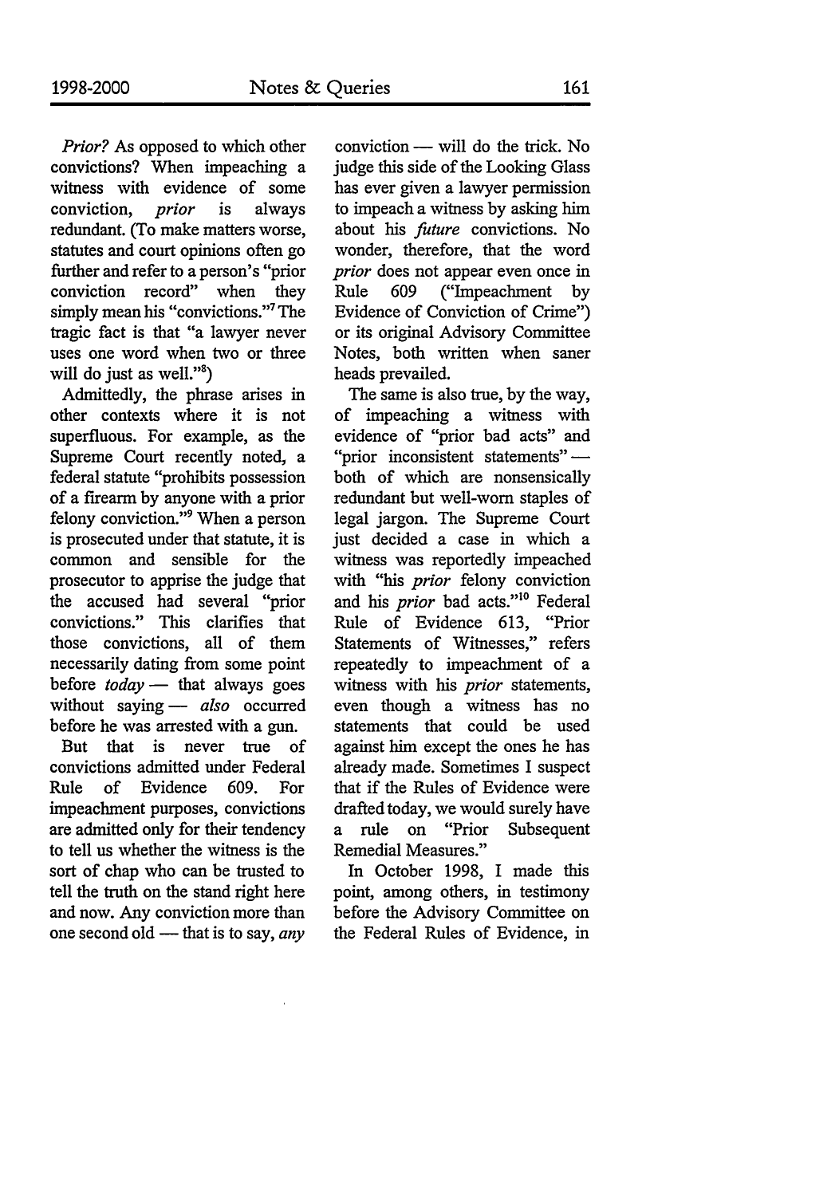*Prior?* As opposed to which other convictions? When impeaching a witness with evidence of some conviction, *prior* is always redundant. (To make matters worse, statutes and court opinions often go further and refer to a person's "prior conviction record" when they simply mean his "convictions."[7] The tragic fact is that "a lawyer never uses one word when two or three will do just as well."[8])

Admittedly, the phrase arises in other contexts where it is not superfluous. For example, as the Supreme Court recently noted, a federal statute "prohibits possession of a firearm by anyone with a prior felony conviction."[9] When a person is prosecuted under that statute, it is common and sensible for the prosecutor to apprise the judge that the accused had several "prior convictions." This clarifies that those convictions, all of them necessarily dating from some point before *today* — that always goes without saying — *also* occurred before he was arrested with a gun.

But that is never true of convictions admitted under Federal Rule of Evidence 609. For impeachment purposes, convictions are admitted only for their tendency to tell us whether the witness is the sort of chap who can be trusted to tell the truth on the stand right here and now. Any conviction more than one second old — that is to say, *any* conviction — will do the trick. No judge this side of the Looking Glass has ever given a lawyer permission to impeach a witness by asking him about his *future* convictions. No wonder, therefore, that the word *prior* does not appear even once in Rule 609 ("Impeachment by Evidence of Conviction of Crime") or its original Advisory Committee Notes, both written when saner heads prevailed.

The same is also true, by the way, of impeaching a witness with evidence of "prior bad acts" and "prior inconsistent statements" — both of which are nonsensically redundant but well-worn staples of legal jargon. The Supreme Court just decided a case in which a witness was reportedly impeached with "his *prior* felony conviction and his *prior* bad acts."[10] Federal Rule of Evidence 613, "Prior Statements of Witnesses," refers repeatedly to impeachment of a witness with his *prior* statements, even though a witness has no statements that could be used against him except the ones he has already made. Sometimes I suspect that if the Rules of Evidence were drafted today, we would surely have a rule on "Prior Subsequent Remedial Measures."

In October 1998, I made this point, among others, in testimony before the Advisory Committee on the Federal Rules of Evidence, in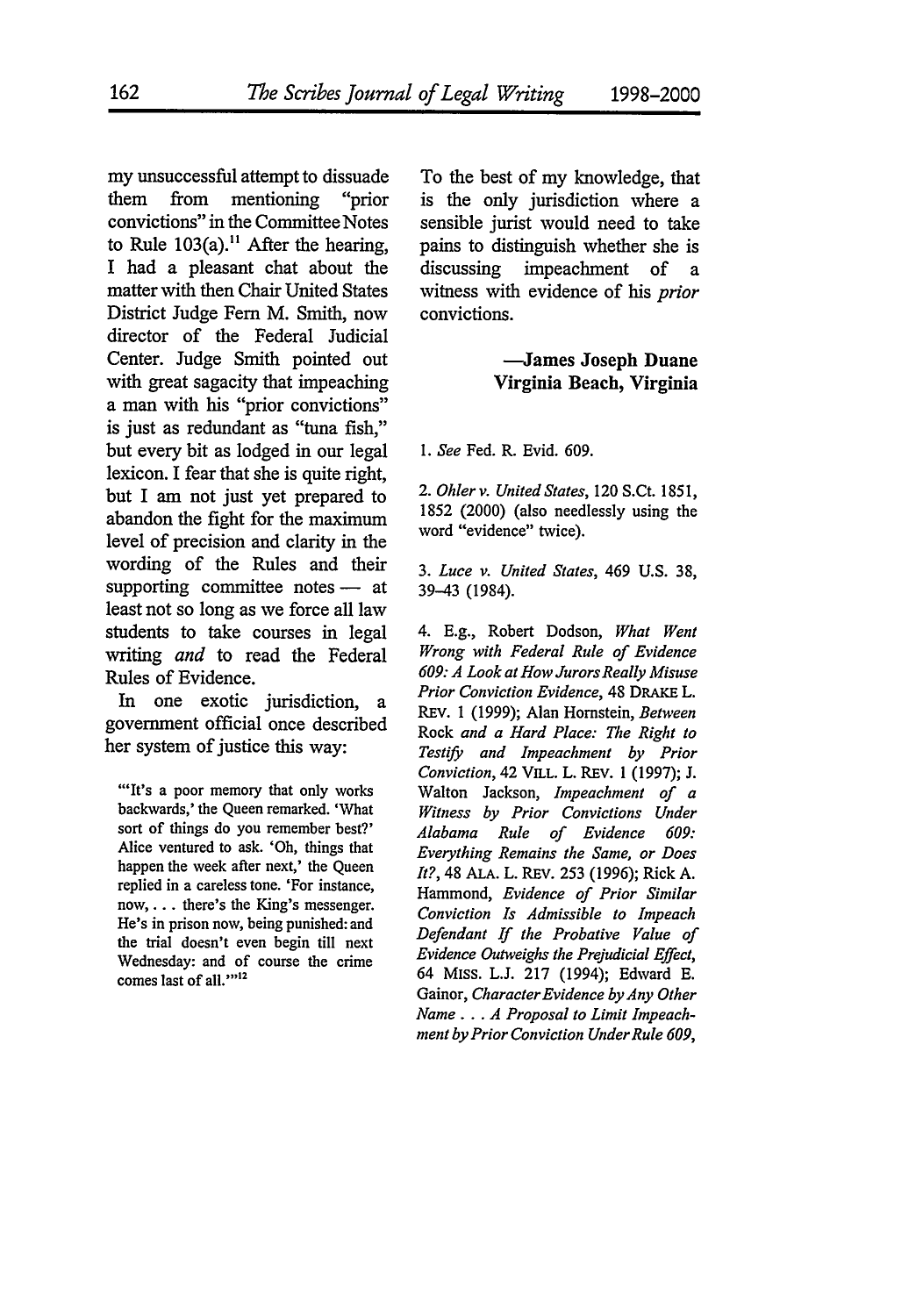my unsuccessful attempt to dissuade them from mentioning "prior convictions" in the Committee Notes to Rule 103(a).[11] After the hearing, I had a pleasant chat about the matter with then Chair United States District Judge Fern M. Smith, now director of the Federal Judicial Center. Judge Smith pointed out with great sagacity that impeaching a man with his "prior convictions" is just as redundant as "tuna fish," but every bit as lodged in our legal lexicon. I fear that she is quite right, but I am not just yet prepared to abandon the fight for the maximum level of precision and clarity in the wording of the Rules and their supporting committee notes — at least not so long as we force all law students to take courses in legal writing *and* to read the Federal Rules of Evidence.

In one exotic jurisdiction, a government official once described her system of justice this way:

> "'It's a poor memory that only works backwards,' the Queen remarked. 'What sort of things do you remember best?' Alice ventured to ask. 'Oh, things that happen the week after next,' the Queen replied in a careless tone. 'For instance, now, . . . there's the King's messenger. He's in prison now, being punished: and the trial doesn't even begin till next Wednesday: and of course the crime comes last of all.'"[12]

To the best of my knowledge, that is the only jurisdiction where a sensible jurist would need to take pains to distinguish whether she is discussing impeachment of a witness with evidence of his *prior* convictions.

**—James Joseph Duane**
**Virginia Beach, Virginia**

1. *See* Fed. R. Evid. 609.

2. *Ohler v. United States*, 120 S.Ct. 1851, 1852 (2000) (also needlessly using the word "evidence" twice).

3. *Luce v. United States*, 469 U.S. 38, 39–43 (1984).

4. E.g., Robert Dodson, *What Went Wrong with Federal Rule of Evidence 609: A Look at How Jurors Really Misuse Prior Conviction Evidence*, 48 DRAKE L. REV. 1 (1999); Alan Hornstein, *Between* Rock *and a Hard Place: The Right to Testify and Impeachment by Prior Conviction*, 42 VILL. L. REV. 1 (1997); J. Walton Jackson, *Impeachment of a Witness by Prior Convictions Under Alabama Rule of Evidence 609: Everything Remains the Same, or Does It?*, 48 ALA. L. REV. 253 (1996); Rick A. Hammond, *Evidence of Prior Similar Conviction Is Admissible to Impeach Defendant If the Probative Value of Evidence Outweighs the Prejudicial Effect*, 64 MISS. L.J. 217 (1994); Edward E. Gainor, *Character Evidence by Any Other Name . . . A Proposal to Limit Impeachment by Prior Conviction Under Rule 609*,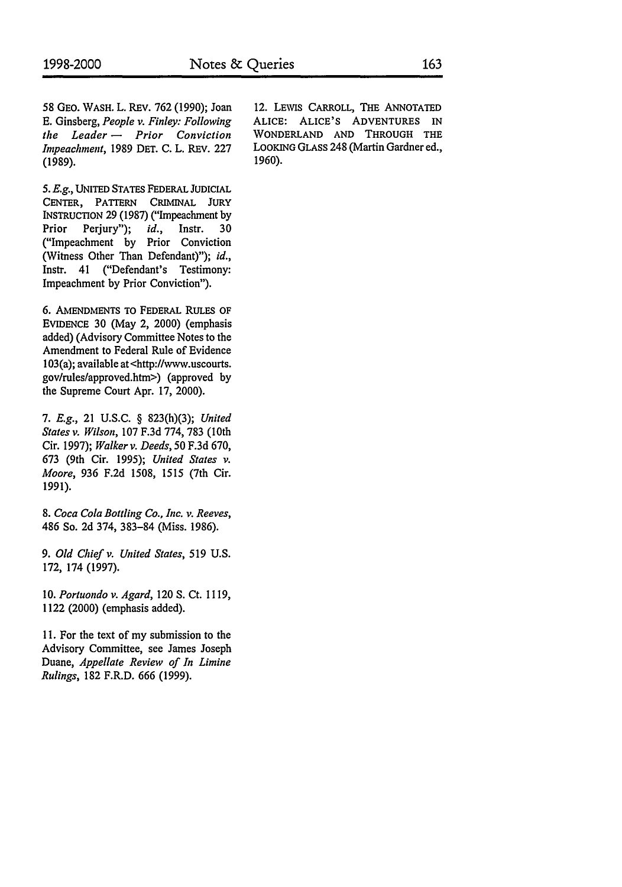58 GEO. WASH. L. REV. 762 (1990); Joan E. Ginsberg, *People v. Finley: Following the Leader — Prior Conviction Impeachment*, 1989 DET. C. L. REV. 227 (1989).

5. *E.g.*, UNITED STATES FEDERAL JUDICIAL CENTER, PATTERN CRIMINAL JURY INSTRUCTION 29 (1987) ("Impeachment by Prior Perjury"); *id.*, Instr. 30 ("Impeachment by Prior Conviction (Witness Other Than Defendant)"); *id.*, Instr. 41 ("Defendant's Testimony: Impeachment by Prior Conviction").

6. AMENDMENTS TO FEDERAL RULES OF EVIDENCE 30 (May 2, 2000) (emphasis added) (Advisory Committee Notes to the Amendment to Federal Rule of Evidence 103(a); available at <http://www.uscourts.gov/rules/approved.htm>) (approved by the Supreme Court Apr. 17, 2000).

7. *E.g.*, 21 U.S.C. § 823(h)(3); *United States v. Wilson*, 107 F.3d 774, 783 (10th Cir. 1997); *Walker v. Deeds*, 50 F.3d 670, 673 (9th Cir. 1995); *United States v. Moore*, 936 F.2d 1508, 1515 (7th Cir. 1991).

8. *Coca Cola Bottling Co., Inc. v. Reeves*, 486 So. 2d 374, 383–84 (Miss. 1986).

9. *Old Chief v. United States*, 519 U.S. 172, 174 (1997).

10. *Portuondo v. Agard*, 120 S. Ct. 1119, 1122 (2000) (emphasis added).

11. For the text of my submission to the Advisory Committee, see James Joseph Duane, *Appellate Review of In Limine Rulings*, 182 F.R.D. 666 (1999).

12. LEWIS CARROLL, THE ANNOTATED ALICE: ALICE'S ADVENTURES IN WONDERLAND AND THROUGH THE LOOKING GLASS 248 (Martin Gardner ed., 1960).